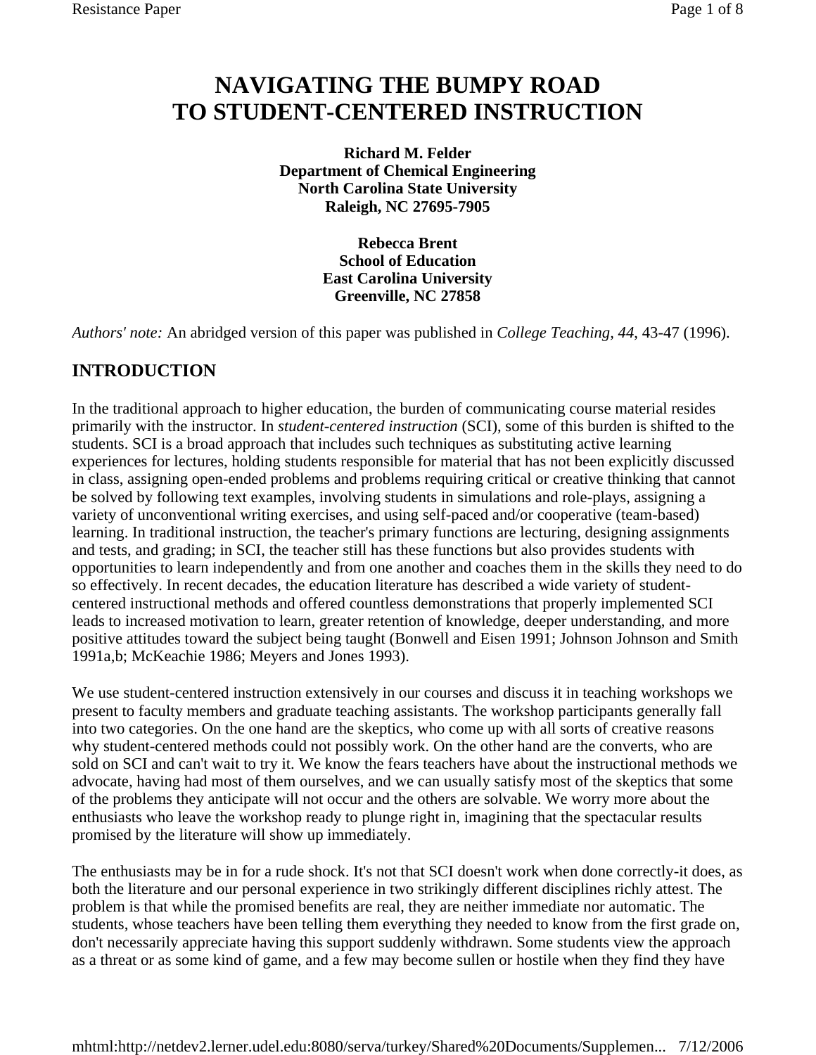# NAVIGATING THE BUMPY ROAD TO STUDENT-CENTERED INSTRUCTION

**Richard M. Felder**
**Department of Chemical Engineering**
**North Carolina State University**
**Raleigh, NC 27695-7905**

**Rebecca Brent**
**School of Education**
**East Carolina University**
**Greenville, NC 27858**

*Authors' note:* An abridged version of this paper was published in *College Teaching, 44*, 43-47 (1996).

## INTRODUCTION

In the traditional approach to higher education, the burden of communicating course material resides primarily with the instructor. In *student-centered instruction* (SCI), some of this burden is shifted to the students. SCI is a broad approach that includes such techniques as substituting active learning experiences for lectures, holding students responsible for material that has not been explicitly discussed in class, assigning open-ended problems and problems requiring critical or creative thinking that cannot be solved by following text examples, involving students in simulations and role-plays, assigning a variety of unconventional writing exercises, and using self-paced and/or cooperative (team-based) learning. In traditional instruction, the teacher's primary functions are lecturing, designing assignments and tests, and grading; in SCI, the teacher still has these functions but also provides students with opportunities to learn independently and from one another and coaches them in the skills they need to do so effectively. In recent decades, the education literature has described a wide variety of student-centered instructional methods and offered countless demonstrations that properly implemented SCI leads to increased motivation to learn, greater retention of knowledge, deeper understanding, and more positive attitudes toward the subject being taught (Bonwell and Eisen 1991; Johnson Johnson and Smith 1991a,b; McKeachie 1986; Meyers and Jones 1993).

We use student-centered instruction extensively in our courses and discuss it in teaching workshops we present to faculty members and graduate teaching assistants. The workshop participants generally fall into two categories. On the one hand are the skeptics, who come up with all sorts of creative reasons why student-centered methods could not possibly work. On the other hand are the converts, who are sold on SCI and can't wait to try it. We know the fears teachers have about the instructional methods we advocate, having had most of them ourselves, and we can usually satisfy most of the skeptics that some of the problems they anticipate will not occur and the others are solvable. We worry more about the enthusiasts who leave the workshop ready to plunge right in, imagining that the spectacular results promised by the literature will show up immediately.

The enthusiasts may be in for a rude shock. It's not that SCI doesn't work when done correctly-it does, as both the literature and our personal experience in two strikingly different disciplines richly attest. The problem is that while the promised benefits are real, they are neither immediate nor automatic. The students, whose teachers have been telling them everything they needed to know from the first grade on, don't necessarily appreciate having this support suddenly withdrawn. Some students view the approach as a threat or as some kind of game, and a few may become sullen or hostile when they find they have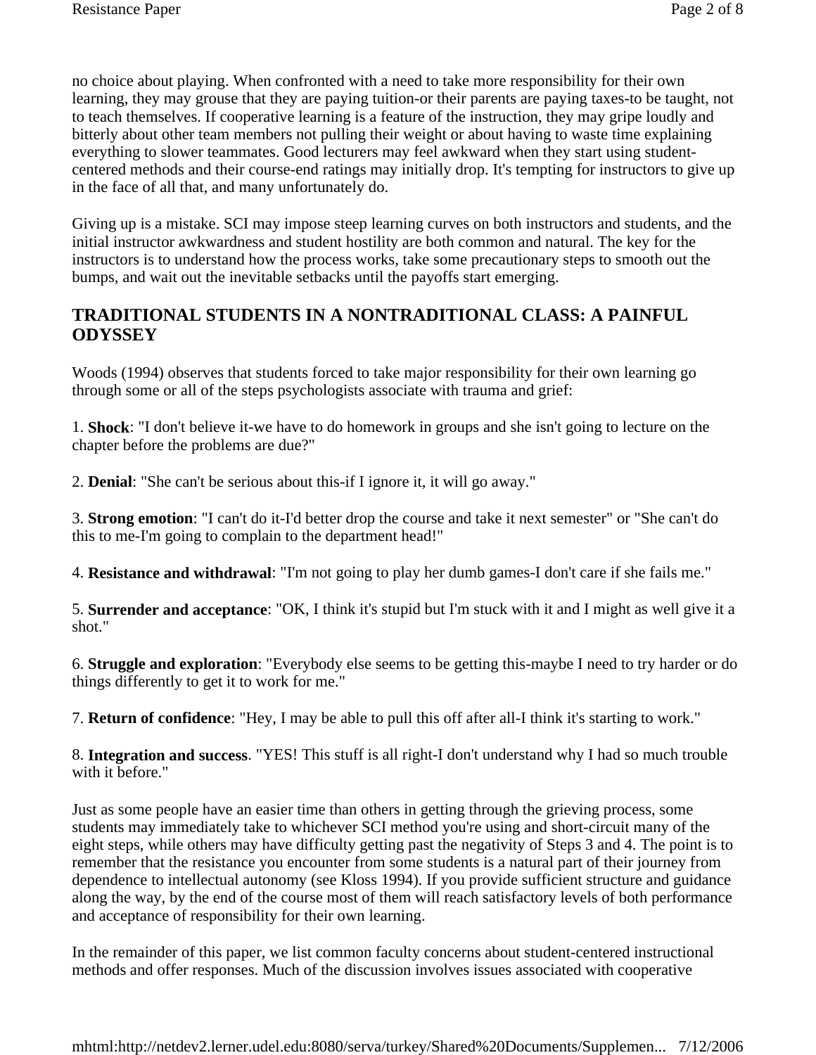no choice about playing. When confronted with a need to take more responsibility for their own learning, they may grouse that they are paying tuition-or their parents are paying taxes-to be taught, not to teach themselves. If cooperative learning is a feature of the instruction, they may gripe loudly and bitterly about other team members not pulling their weight or about having to waste time explaining everything to slower teammates. Good lecturers may feel awkward when they start using student-centered methods and their course-end ratings may initially drop. It's tempting for instructors to give up in the face of all that, and many unfortunately do.

Giving up is a mistake. SCI may impose steep learning curves on both instructors and students, and the initial instructor awkwardness and student hostility are both common and natural. The key for the instructors is to understand how the process works, take some precautionary steps to smooth out the bumps, and wait out the inevitable setbacks until the payoffs start emerging.

## TRADITIONAL STUDENTS IN A NONTRADITIONAL CLASS: A PAINFUL ODYSSEY

Woods (1994) observes that students forced to take major responsibility for their own learning go through some or all of the steps psychologists associate with trauma and grief:

1. **Shock**: "I don't believe it-we have to do homework in groups and she isn't going to lecture on the chapter before the problems are due?"

2. **Denial**: "She can't be serious about this-if I ignore it, it will go away."

3. **Strong emotion**: "I can't do it-I'd better drop the course and take it next semester" or "She can't do this to me-I'm going to complain to the department head!"

4. **Resistance and withdrawal**: "I'm not going to play her dumb games-I don't care if she fails me."

5. **Surrender and acceptance**: "OK, I think it's stupid but I'm stuck with it and I might as well give it a shot."

6. **Struggle and exploration**: "Everybody else seems to be getting this-maybe I need to try harder or do things differently to get it to work for me."

7. **Return of confidence**: "Hey, I may be able to pull this off after all-I think it's starting to work."

8. **Integration and success**. "YES! This stuff is all right-I don't understand why I had so much trouble with it before."

Just as some people have an easier time than others in getting through the grieving process, some students may immediately take to whichever SCI method you're using and short-circuit many of the eight steps, while others may have difficulty getting past the negativity of Steps 3 and 4. The point is to remember that the resistance you encounter from some students is a natural part of their journey from dependence to intellectual autonomy (see Kloss 1994). If you provide sufficient structure and guidance along the way, by the end of the course most of them will reach satisfactory levels of both performance and acceptance of responsibility for their own learning.

In the remainder of this paper, we list common faculty concerns about student-centered instructional methods and offer responses. Much of the discussion involves issues associated with cooperative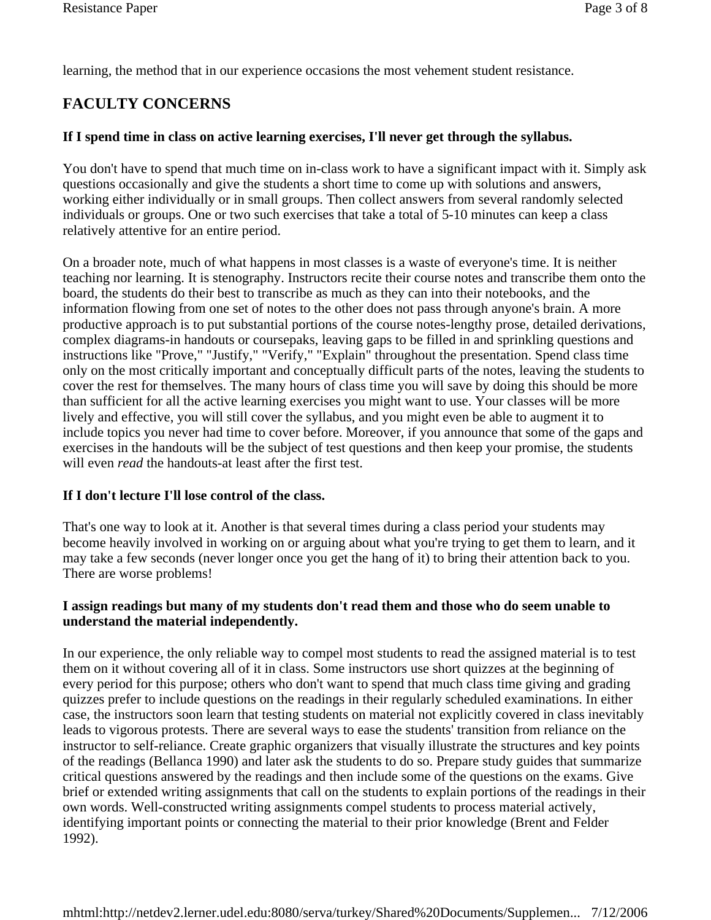learning, the method that in our experience occasions the most vehement student resistance.

## FACULTY CONCERNS

**If I spend time in class on active learning exercises, I'll never get through the syllabus.**

You don't have to spend that much time on in-class work to have a significant impact with it. Simply ask questions occasionally and give the students a short time to come up with solutions and answers, working either individually or in small groups. Then collect answers from several randomly selected individuals or groups. One or two such exercises that take a total of 5-10 minutes can keep a class relatively attentive for an entire period.

On a broader note, much of what happens in most classes is a waste of everyone's time. It is neither teaching nor learning. It is stenography. Instructors recite their course notes and transcribe them onto the board, the students do their best to transcribe as much as they can into their notebooks, and the information flowing from one set of notes to the other does not pass through anyone's brain. A more productive approach is to put substantial portions of the course notes-lengthy prose, detailed derivations, complex diagrams-in handouts or coursepaks, leaving gaps to be filled in and sprinkling questions and instructions like "Prove," "Justify," "Verify," "Explain" throughout the presentation. Spend class time only on the most critically important and conceptually difficult parts of the notes, leaving the students to cover the rest for themselves. The many hours of class time you will save by doing this should be more than sufficient for all the active learning exercises you might want to use. Your classes will be more lively and effective, you will still cover the syllabus, and you might even be able to augment it to include topics you never had time to cover before. Moreover, if you announce that some of the gaps and exercises in the handouts will be the subject of test questions and then keep your promise, the students will even *read* the handouts-at least after the first test.

**If I don't lecture I'll lose control of the class.**

That's one way to look at it. Another is that several times during a class period your students may become heavily involved in working on or arguing about what you're trying to get them to learn, and it may take a few seconds (never longer once you get the hang of it) to bring their attention back to you. There are worse problems!

**I assign readings but many of my students don't read them and those who do seem unable to understand the material independently.**

In our experience, the only reliable way to compel most students to read the assigned material is to test them on it without covering all of it in class. Some instructors use short quizzes at the beginning of every period for this purpose; others who don't want to spend that much class time giving and grading quizzes prefer to include questions on the readings in their regularly scheduled examinations. In either case, the instructors soon learn that testing students on material not explicitly covered in class inevitably leads to vigorous protests. There are several ways to ease the students' transition from reliance on the instructor to self-reliance. Create graphic organizers that visually illustrate the structures and key points of the readings (Bellanca 1990) and later ask the students to do so. Prepare study guides that summarize critical questions answered by the readings and then include some of the questions on the exams. Give brief or extended writing assignments that call on the students to explain portions of the readings in their own words. Well-constructed writing assignments compel students to process material actively, identifying important points or connecting the material to their prior knowledge (Brent and Felder 1992).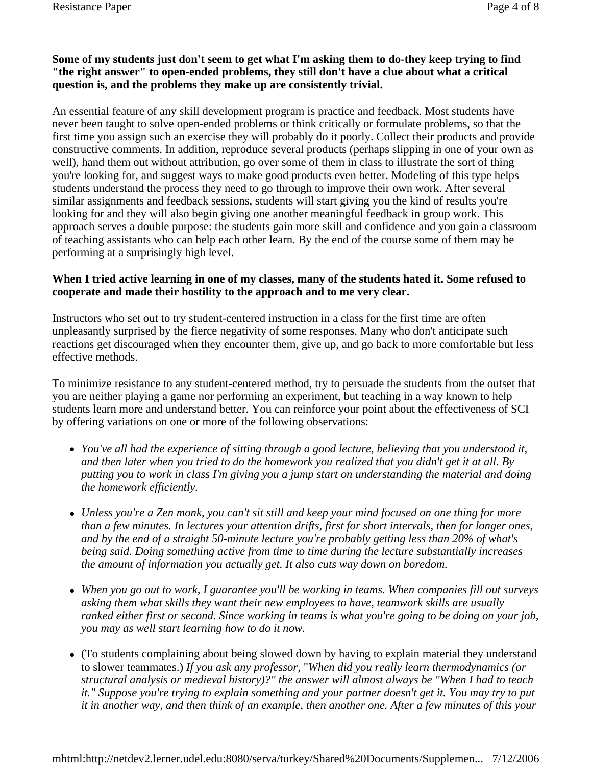**Some of my students just don't seem to get what I'm asking them to do-they keep trying to find "the right answer" to open-ended problems, they still don't have a clue about what a critical question is, and the problems they make up are consistently trivial.**

An essential feature of any skill development program is practice and feedback. Most students have never been taught to solve open-ended problems or think critically or formulate problems, so that the first time you assign such an exercise they will probably do it poorly. Collect their products and provide constructive comments. In addition, reproduce several products (perhaps slipping in one of your own as well), hand them out without attribution, go over some of them in class to illustrate the sort of thing you're looking for, and suggest ways to make good products even better. Modeling of this type helps students understand the process they need to go through to improve their own work. After several similar assignments and feedback sessions, students will start giving you the kind of results you're looking for and they will also begin giving one another meaningful feedback in group work. This approach serves a double purpose: the students gain more skill and confidence and you gain a classroom of teaching assistants who can help each other learn. By the end of the course some of them may be performing at a surprisingly high level.

**When I tried active learning in one of my classes, many of the students hated it. Some refused to cooperate and made their hostility to the approach and to me very clear.**

Instructors who set out to try student-centered instruction in a class for the first time are often unpleasantly surprised by the fierce negativity of some responses. Many who don't anticipate such reactions get discouraged when they encounter them, give up, and go back to more comfortable but less effective methods.

To minimize resistance to any student-centered method, try to persuade the students from the outset that you are neither playing a game nor performing an experiment, but teaching in a way known to help students learn more and understand better. You can reinforce your point about the effectiveness of SCI by offering variations on one or more of the following observations:

- *You've all had the experience of sitting through a good lecture, believing that you understood it, and then later when you tried to do the homework you realized that you didn't get it at all. By putting you to work in class I'm giving you a jump start on understanding the material and doing the homework efficiently.*

- *Unless you're a Zen monk, you can't sit still and keep your mind focused on one thing for more than a few minutes. In lectures your attention drifts, first for short intervals, then for longer ones, and by the end of a straight 50-minute lecture you're probably getting less than 20% of what's being said. Doing something active from time to time during the lecture substantially increases the amount of information you actually get. It also cuts way down on boredom.*

- *When you go out to work, I guarantee you'll be working in teams. When companies fill out surveys asking them what skills they want their new employees to have, teamwork skills are usually ranked either first or second. Since working in teams is what you're going to be doing on your job, you may as well start learning how to do it now.*

- (To students complaining about being slowed down by having to explain material they understand to slower teammates.) *If you ask any professor, "When did you really learn thermodynamics (or structural analysis or medieval history)?" the answer will almost always be "When I had to teach it." Suppose you're trying to explain something and your partner doesn't get it. You may try to put it in another way, and then think of an example, then another one. After a few minutes of this your*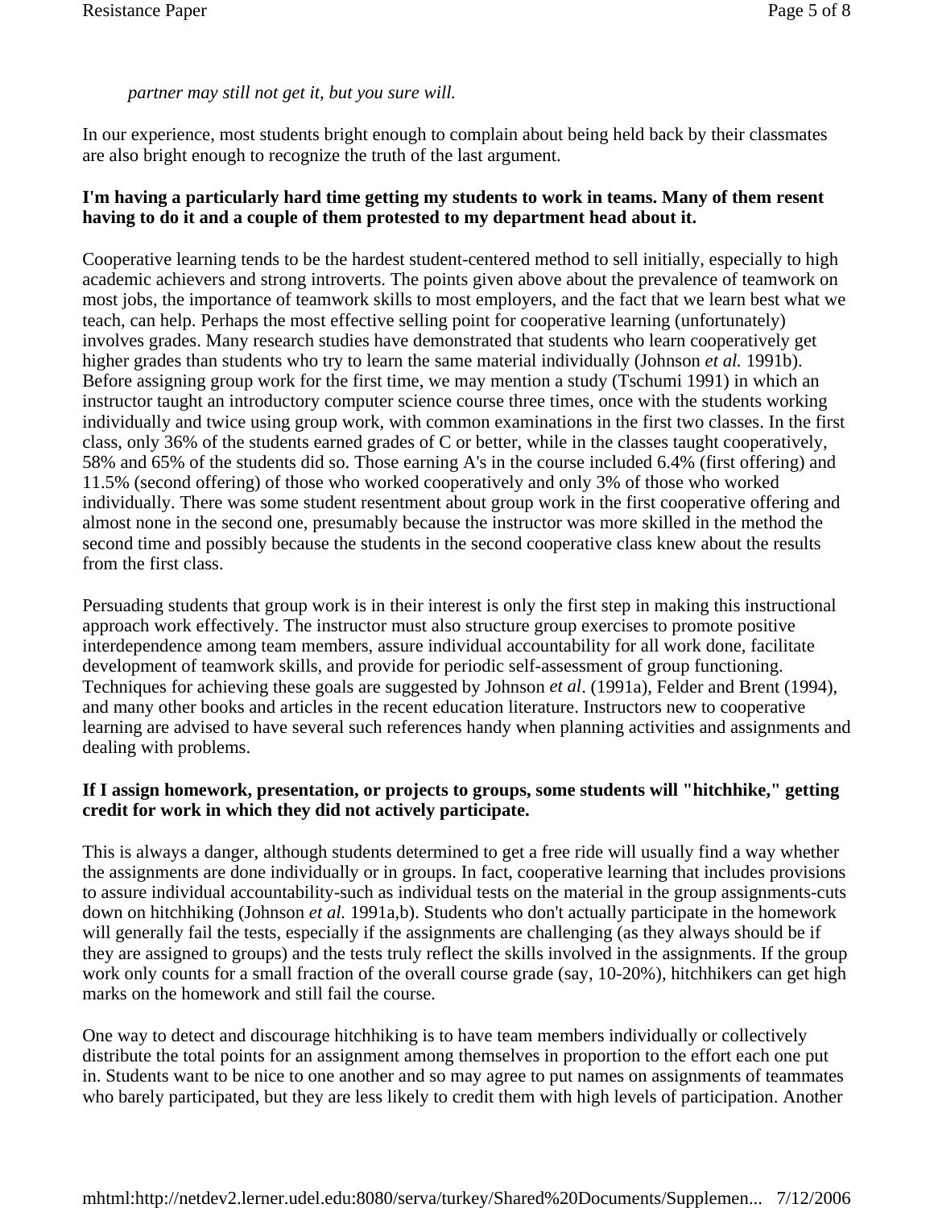*partner may still not get it, but you sure will.*

In our experience, most students bright enough to complain about being held back by their classmates are also bright enough to recognize the truth of the last argument.

**I'm having a particularly hard time getting my students to work in teams. Many of them resent having to do it and a couple of them protested to my department head about it.**

Cooperative learning tends to be the hardest student-centered method to sell initially, especially to high academic achievers and strong introverts. The points given above about the prevalence of teamwork on most jobs, the importance of teamwork skills to most employers, and the fact that we learn best what we teach, can help. Perhaps the most effective selling point for cooperative learning (unfortunately) involves grades. Many research studies have demonstrated that students who learn cooperatively get higher grades than students who try to learn the same material individually (Johnson *et al.* 1991b). Before assigning group work for the first time, we may mention a study (Tschumi 1991) in which an instructor taught an introductory computer science course three times, once with the students working individually and twice using group work, with common examinations in the first two classes. In the first class, only 36% of the students earned grades of C or better, while in the classes taught cooperatively, 58% and 65% of the students did so. Those earning A's in the course included 6.4% (first offering) and 11.5% (second offering) of those who worked cooperatively and only 3% of those who worked individually. There was some student resentment about group work in the first cooperative offering and almost none in the second one, presumably because the instructor was more skilled in the method the second time and possibly because the students in the second cooperative class knew about the results from the first class.

Persuading students that group work is in their interest is only the first step in making this instructional approach work effectively. The instructor must also structure group exercises to promote positive interdependence among team members, assure individual accountability for all work done, facilitate development of teamwork skills, and provide for periodic self-assessment of group functioning. Techniques for achieving these goals are suggested by Johnson *et al*. (1991a), Felder and Brent (1994), and many other books and articles in the recent education literature. Instructors new to cooperative learning are advised to have several such references handy when planning activities and assignments and dealing with problems.

**If I assign homework, presentation, or projects to groups, some students will "hitchhike," getting credit for work in which they did not actively participate.**

This is always a danger, although students determined to get a free ride will usually find a way whether the assignments are done individually or in groups. In fact, cooperative learning that includes provisions to assure individual accountability-such as individual tests on the material in the group assignments-cuts down on hitchhiking (Johnson *et al.* 1991a,b). Students who don't actually participate in the homework will generally fail the tests, especially if the assignments are challenging (as they always should be if they are assigned to groups) and the tests truly reflect the skills involved in the assignments. If the group work only counts for a small fraction of the overall course grade (say, 10-20%), hitchhikers can get high marks on the homework and still fail the course.

One way to detect and discourage hitchhiking is to have team members individually or collectively distribute the total points for an assignment among themselves in proportion to the effort each one put in. Students want to be nice to one another and so may agree to put names on assignments of teammates who barely participated, but they are less likely to credit them with high levels of participation. Another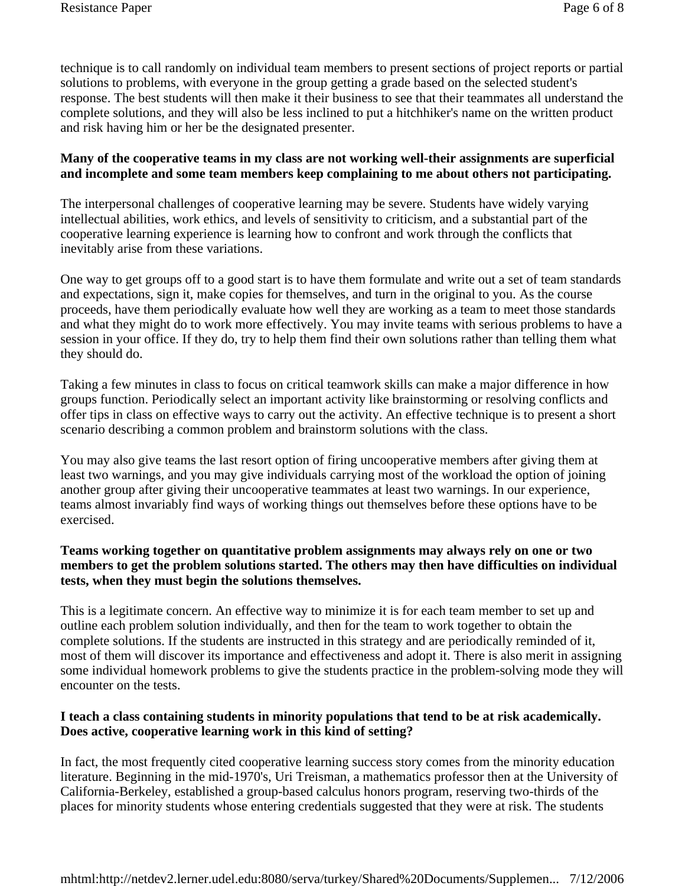technique is to call randomly on individual team members to present sections of project reports or partial solutions to problems, with everyone in the group getting a grade based on the selected student's response. The best students will then make it their business to see that their teammates all understand the complete solutions, and they will also be less inclined to put a hitchhiker's name on the written product and risk having him or her be the designated presenter.

**Many of the cooperative teams in my class are not working well-their assignments are superficial and incomplete and some team members keep complaining to me about others not participating.**

The interpersonal challenges of cooperative learning may be severe. Students have widely varying intellectual abilities, work ethics, and levels of sensitivity to criticism, and a substantial part of the cooperative learning experience is learning how to confront and work through the conflicts that inevitably arise from these variations.

One way to get groups off to a good start is to have them formulate and write out a set of team standards and expectations, sign it, make copies for themselves, and turn in the original to you. As the course proceeds, have them periodically evaluate how well they are working as a team to meet those standards and what they might do to work more effectively. You may invite teams with serious problems to have a session in your office. If they do, try to help them find their own solutions rather than telling them what they should do.

Taking a few minutes in class to focus on critical teamwork skills can make a major difference in how groups function. Periodically select an important activity like brainstorming or resolving conflicts and offer tips in class on effective ways to carry out the activity. An effective technique is to present a short scenario describing a common problem and brainstorm solutions with the class.

You may also give teams the last resort option of firing uncooperative members after giving them at least two warnings, and you may give individuals carrying most of the workload the option of joining another group after giving their uncooperative teammates at least two warnings. In our experience, teams almost invariably find ways of working things out themselves before these options have to be exercised.

**Teams working together on quantitative problem assignments may always rely on one or two members to get the problem solutions started. The others may then have difficulties on individual tests, when they must begin the solutions themselves.**

This is a legitimate concern. An effective way to minimize it is for each team member to set up and outline each problem solution individually, and then for the team to work together to obtain the complete solutions. If the students are instructed in this strategy and are periodically reminded of it, most of them will discover its importance and effectiveness and adopt it. There is also merit in assigning some individual homework problems to give the students practice in the problem-solving mode they will encounter on the tests.

**I teach a class containing students in minority populations that tend to be at risk academically. Does active, cooperative learning work in this kind of setting?**

In fact, the most frequently cited cooperative learning success story comes from the minority education literature. Beginning in the mid-1970's, Uri Treisman, a mathematics professor then at the University of California-Berkeley, established a group-based calculus honors program, reserving two-thirds of the places for minority students whose entering credentials suggested that they were at risk. The students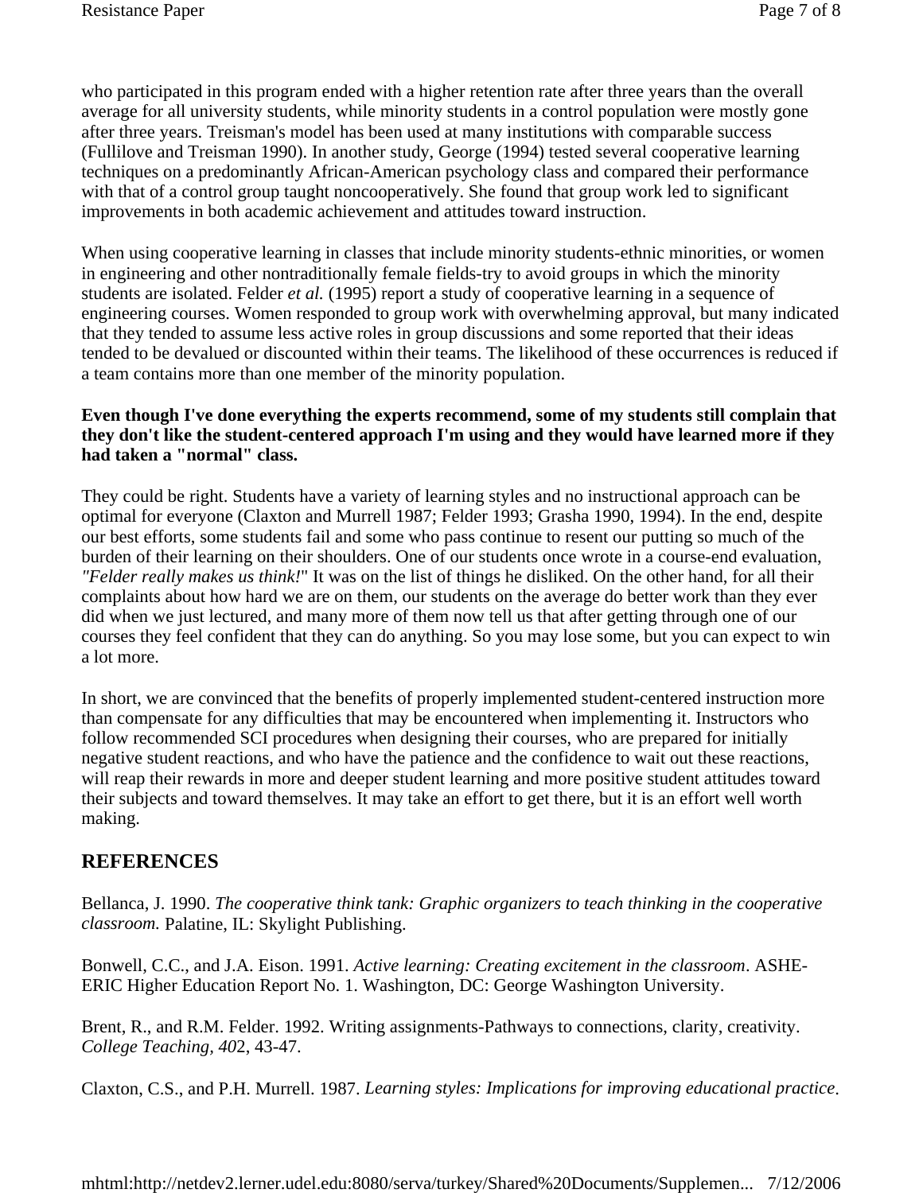who participated in this program ended with a higher retention rate after three years than the overall average for all university students, while minority students in a control population were mostly gone after three years. Treisman's model has been used at many institutions with comparable success (Fullilove and Treisman 1990). In another study, George (1994) tested several cooperative learning techniques on a predominantly African-American psychology class and compared their performance with that of a control group taught noncooperatively. She found that group work led to significant improvements in both academic achievement and attitudes toward instruction.

When using cooperative learning in classes that include minority students-ethnic minorities, or women in engineering and other nontraditionally female fields-try to avoid groups in which the minority students are isolated. Felder *et al.* (1995) report a study of cooperative learning in a sequence of engineering courses. Women responded to group work with overwhelming approval, but many indicated that they tended to assume less active roles in group discussions and some reported that their ideas tended to be devalued or discounted within their teams. The likelihood of these occurrences is reduced if a team contains more than one member of the minority population.

**Even though I've done everything the experts recommend, some of my students still complain that they don't like the student-centered approach I'm using and they would have learned more if they had taken a "normal" class.**

They could be right. Students have a variety of learning styles and no instructional approach can be optimal for everyone (Claxton and Murrell 1987; Felder 1993; Grasha 1990, 1994). In the end, despite our best efforts, some students fail and some who pass continue to resent our putting so much of the burden of their learning on their shoulders. One of our students once wrote in a course-end evaluation, *"Felder really makes us think!*" It was on the list of things he disliked. On the other hand, for all their complaints about how hard we are on them, our students on the average do better work than they ever did when we just lectured, and many more of them now tell us that after getting through one of our courses they feel confident that they can do anything. So you may lose some, but you can expect to win a lot more.

In short, we are convinced that the benefits of properly implemented student-centered instruction more than compensate for any difficulties that may be encountered when implementing it. Instructors who follow recommended SCI procedures when designing their courses, who are prepared for initially negative student reactions, and who have the patience and the confidence to wait out these reactions, will reap their rewards in more and deeper student learning and more positive student attitudes toward their subjects and toward themselves. It may take an effort to get there, but it is an effort well worth making.

## REFERENCES

Bellanca, J. 1990. *The cooperative think tank: Graphic organizers to teach thinking in the cooperative classroom.* Palatine, IL: Skylight Publishing.

Bonwell, C.C., and J.A. Eison. 1991. *Active learning: Creating excitement in the classroom*. ASHE-ERIC Higher Education Report No. 1. Washington, DC: George Washington University.

Brent, R., and R.M. Felder. 1992. Writing assignments-Pathways to connections, clarity, creativity. *College Teaching, 40*2, 43-47.

Claxton, C.S., and P.H. Murrell. 1987. *Learning styles: Implications for improving educational practice*.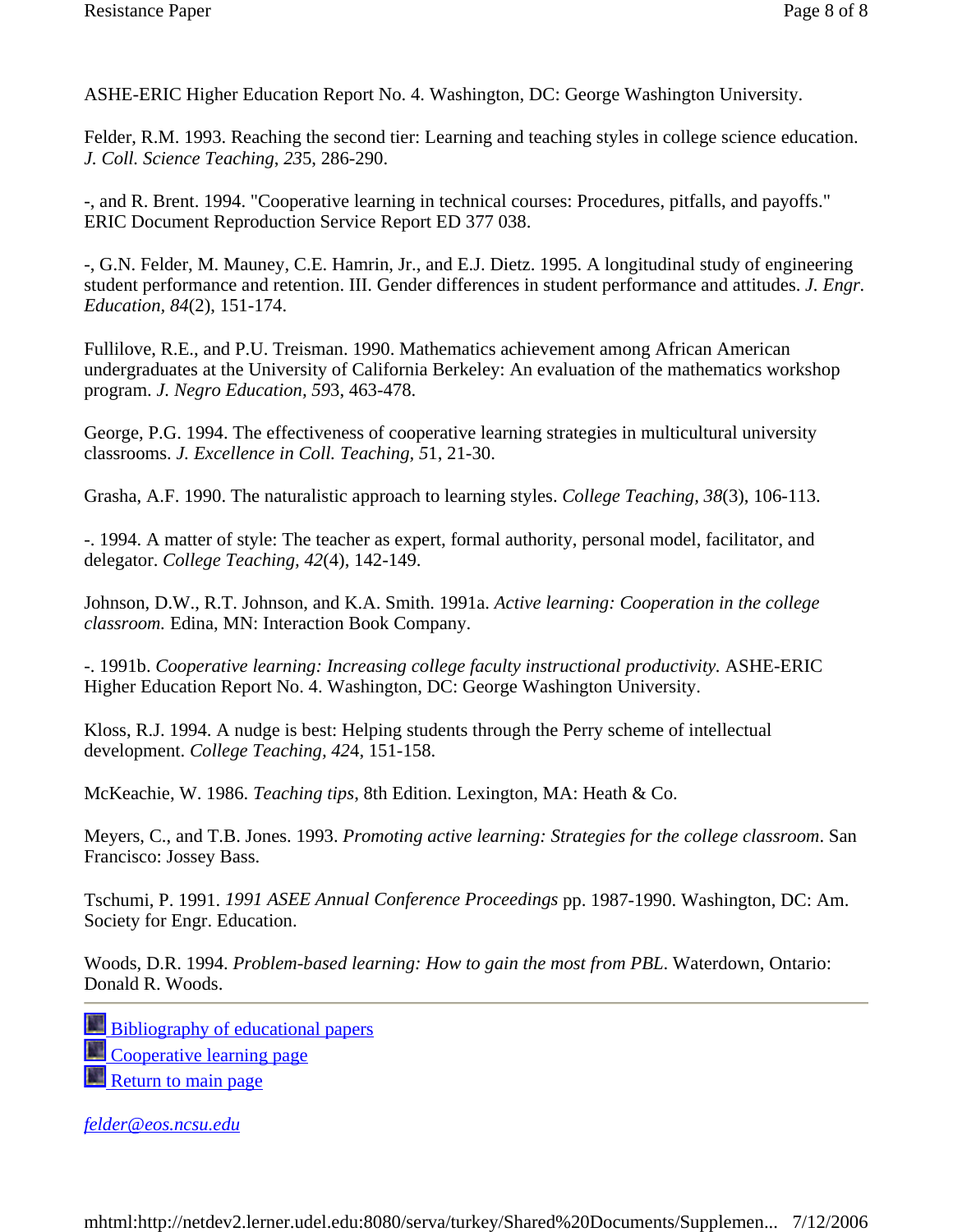ASHE-ERIC Higher Education Report No. 4. Washington, DC: George Washington University.

Felder, R.M. 1993. Reaching the second tier: Learning and teaching styles in college science education. *J. Coll. Science Teaching, 23*5, 286-290.

-, and R. Brent. 1994. "Cooperative learning in technical courses: Procedures, pitfalls, and payoffs." ERIC Document Reproduction Service Report ED 377 038.

-, G.N. Felder, M. Mauney, C.E. Hamrin, Jr., and E.J. Dietz. 1995. A longitudinal study of engineering student performance and retention. III. Gender differences in student performance and attitudes. *J. Engr. Education, 84*(2), 151-174.

Fullilove, R.E., and P.U. Treisman. 1990. Mathematics achievement among African American undergraduates at the University of California Berkeley: An evaluation of the mathematics workshop program. *J. Negro Education, 59*3, 463-478.

George, P.G. 1994. The effectiveness of cooperative learning strategies in multicultural university classrooms. *J. Excellence in Coll. Teaching, 5*1, 21-30.

Grasha, A.F. 1990. The naturalistic approach to learning styles. *College Teaching, 38*(3), 106-113.

-. 1994. A matter of style: The teacher as expert, formal authority, personal model, facilitator, and delegator. *College Teaching, 42*(4), 142-149.

Johnson, D.W., R.T. Johnson, and K.A. Smith. 1991a. *Active learning: Cooperation in the college classroom.* Edina, MN: Interaction Book Company.

-. 1991b. *Cooperative learning: Increasing college faculty instructional productivity.* ASHE-ERIC Higher Education Report No. 4. Washington, DC: George Washington University.

Kloss, R.J. 1994. A nudge is best: Helping students through the Perry scheme of intellectual development. *College Teaching, 42*4, 151-158.

McKeachie, W. 1986. *Teaching tips*, 8th Edition. Lexington, MA: Heath & Co.

Meyers, C., and T.B. Jones. 1993. *Promoting active learning: Strategies for the college classroom*. San Francisco: Jossey Bass.

Tschumi, P. 1991. *1991 ASEE Annual Conference Proceedings* pp. 1987-1990. Washington, DC: Am. Society for Engr. Education.

Woods, D.R. 1994. *Problem-based learning: How to gain the most from PBL*. Waterdown, Ontario: Donald R. Woods.

---

Bibliography of educational papers
Cooperative learning page
Return to main page

*felder@eos.ncsu.edu*